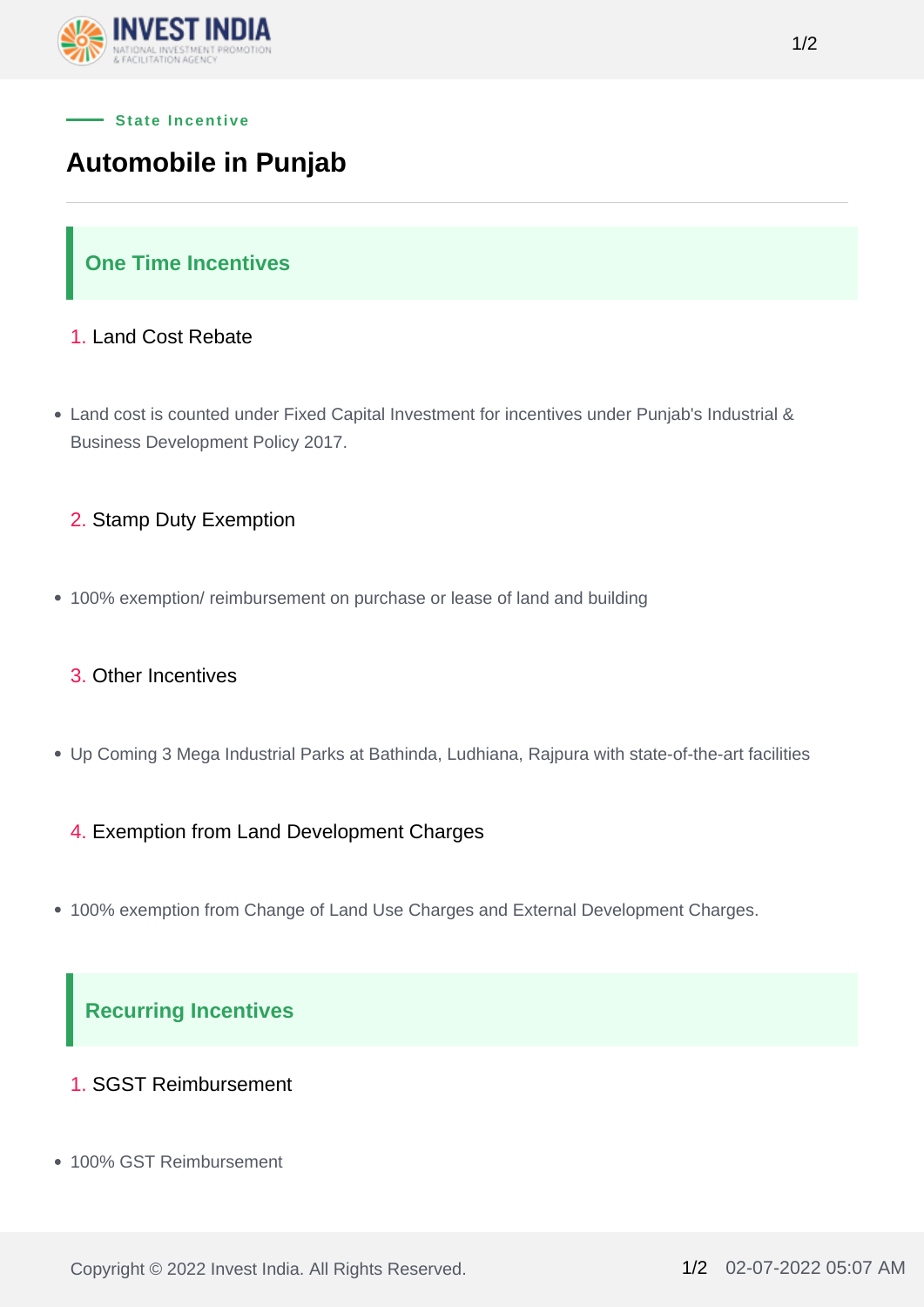State Incentive

# Automobile in Punjab

## One Time Incentives

1. Land Cost Rebate

- Land cost is counted under Fixed Capital Investment for incentives under Punjab's Industrial & Business Development Policy 2017.

2. Stamp Duty Exemption

- 100% exemption/ reimbursement on purchase or lease of land and building

3. Other Incentives

- Up Coming 3 Mega Industrial Parks at Bathinda, Ludhiana, Rajpura with state-of-the-art facilities

4. Exemption from Land Development Charges

- 100% exemption from Change of Land Use Charges and External Development Charges.

## Recurring Incentives

1. SGST Reimbursement

- 100% GST Reimbursement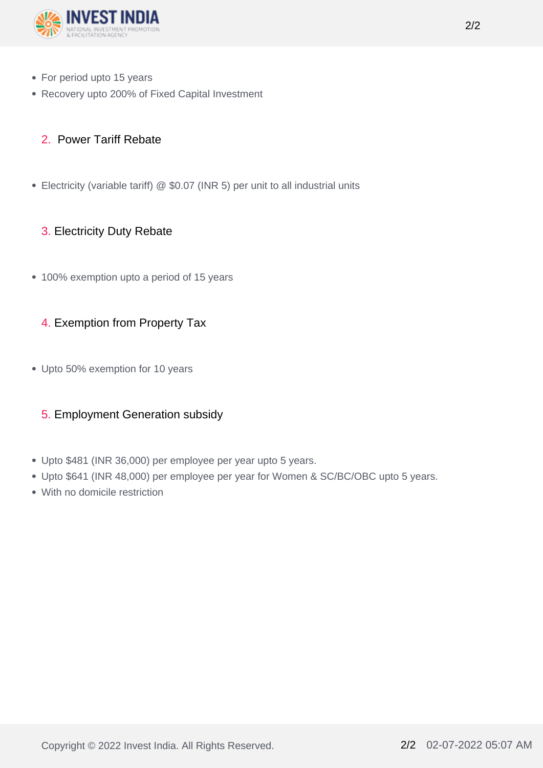- For period upto 15 years
- Recovery upto 200% of Fixed Capital Investment

2. Power Tariff Rebate

- Electricity (variable tariff) @ $0.07 (INR 5) per unit to all industrial units

3. Electricity Duty Rebate

- 100% exemption upto a period of 15 years

4. Exemption from Property Tax

- Upto 50% exemption for 10 years

5. Employment Generation subsidy

- Upto $481 (INR 36,000) per employee per year upto 5 years.
- Upto $641 (INR 48,000) per employee per year for Women & SC/BC/OBC upto 5 years.
- With no domicile restriction